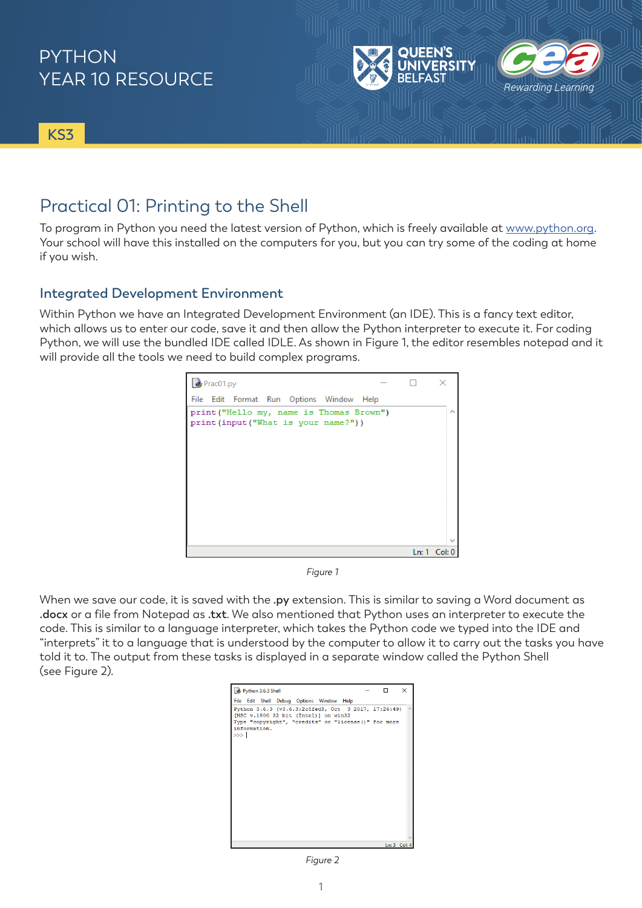PYTHON
YEAR 10 RESOURCE

KS3

# Practical 01: Printing to the Shell

To program in Python you need the latest version of Python, which is freely available at www.python.org. Your school will have this installed on the computers for you, but you can try some of the coding at home if you wish.

## Integrated Development Environment

Within Python we have an Integrated Development Environment (an IDE). This is a fancy text editor, which allows us to enter our code, save it and then allow the Python interpreter to execute it. For coding Python, we will use the bundled IDE called IDLE. As shown in Figure 1, the editor resembles notepad and it will provide all the tools we need to build complex programs.

```
print("Hello my, name is Thomas Brown")
print(input("What is your name?"))
```

*Figure 1*

When we save our code, it is saved with the **.py** extension. This is similar to saving a Word document as **.docx** or a file from Notepad as **.txt**. We also mentioned that Python uses an interpreter to execute the code. This is similar to a language interpreter, which takes the Python code we typed into the IDE and “interprets” it to a language that is understood by the computer to allow it to carry out the tasks you have told it to. The output from these tasks is displayed in a separate window called the Python Shell (see Figure 2).

```
Python 3.6.3 (v3.6.3:2c5fed8, Oct  3 2017, 17:26:49) [MSC v.1900 32 bit (Intel)] on win32
Type "copyright", "credits" or "license()" for more information.
>>> |
```

*Figure 2*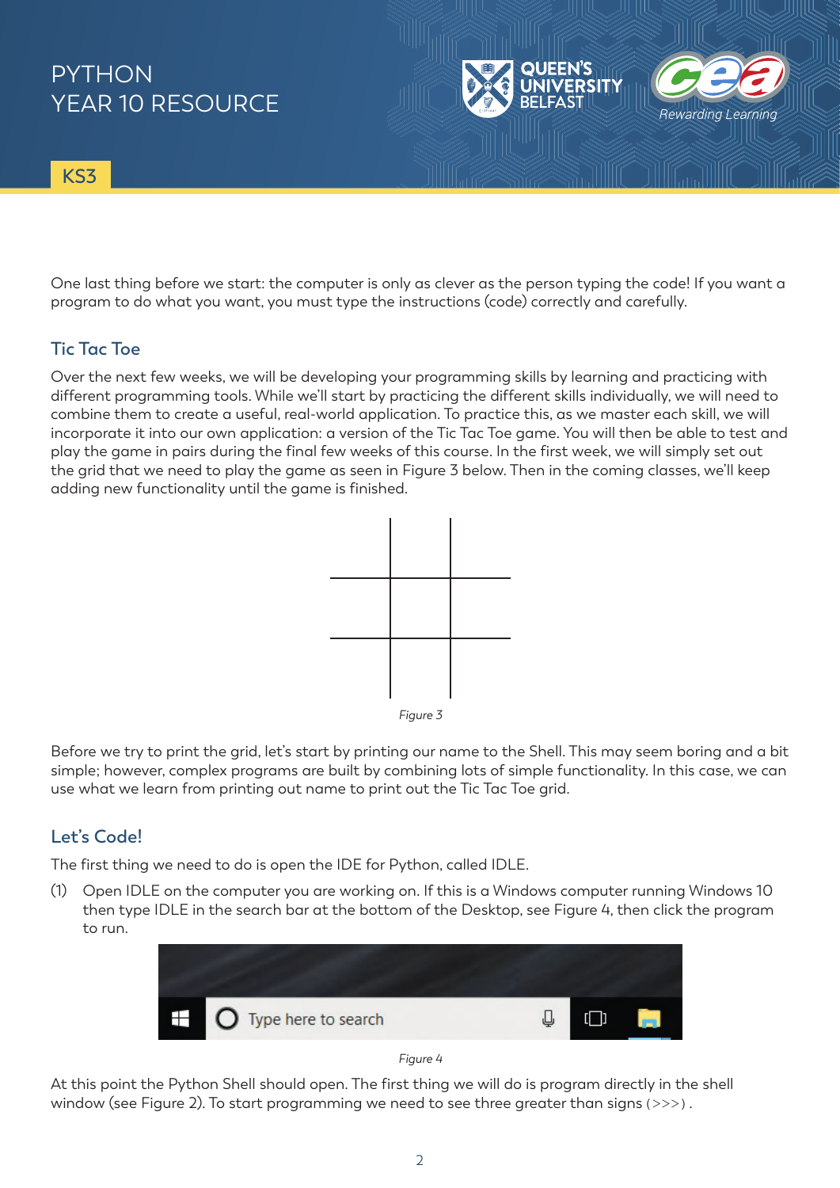One last thing before we start: the computer is only as clever as the person typing the code! If you want a program to do what you want, you must type the instructions (code) correctly and carefully.

## Tic Tac Toe

Over the next few weeks, we will be developing your programming skills by learning and practicing with different programming tools. While we'll start by practicing the different skills individually, we will need to combine them to create a useful, real-world application. To practice this, as we master each skill, we will incorporate it into our own application: a version of the Tic Tac Toe game. You will then be able to test and play the game in pairs during the final few weeks of this course. In the first week, we will simply set out the grid that we need to play the game as seen in Figure 3 below. Then in the coming classes, we'll keep adding new functionality until the game is finished.

*Figure 3*

Before we try to print the grid, let's start by printing our name to the Shell. This may seem boring and a bit simple; however, complex programs are built by combining lots of simple functionality. In this case, we can use what we learn from printing out name to print out the Tic Tac Toe grid.

## Let's Code!

The first thing we need to do is open the IDE for Python, called IDLE.

(1) Open IDLE on the computer you are working on. If this is a Windows computer running Windows 10 then type IDLE in the search bar at the bottom of the Desktop, see Figure 4, then click the program to run.

*Figure 4*

At this point the Python Shell should open. The first thing we will do is program directly in the shell window (see Figure 2). To start programming we need to see three greater than signs (>>>) .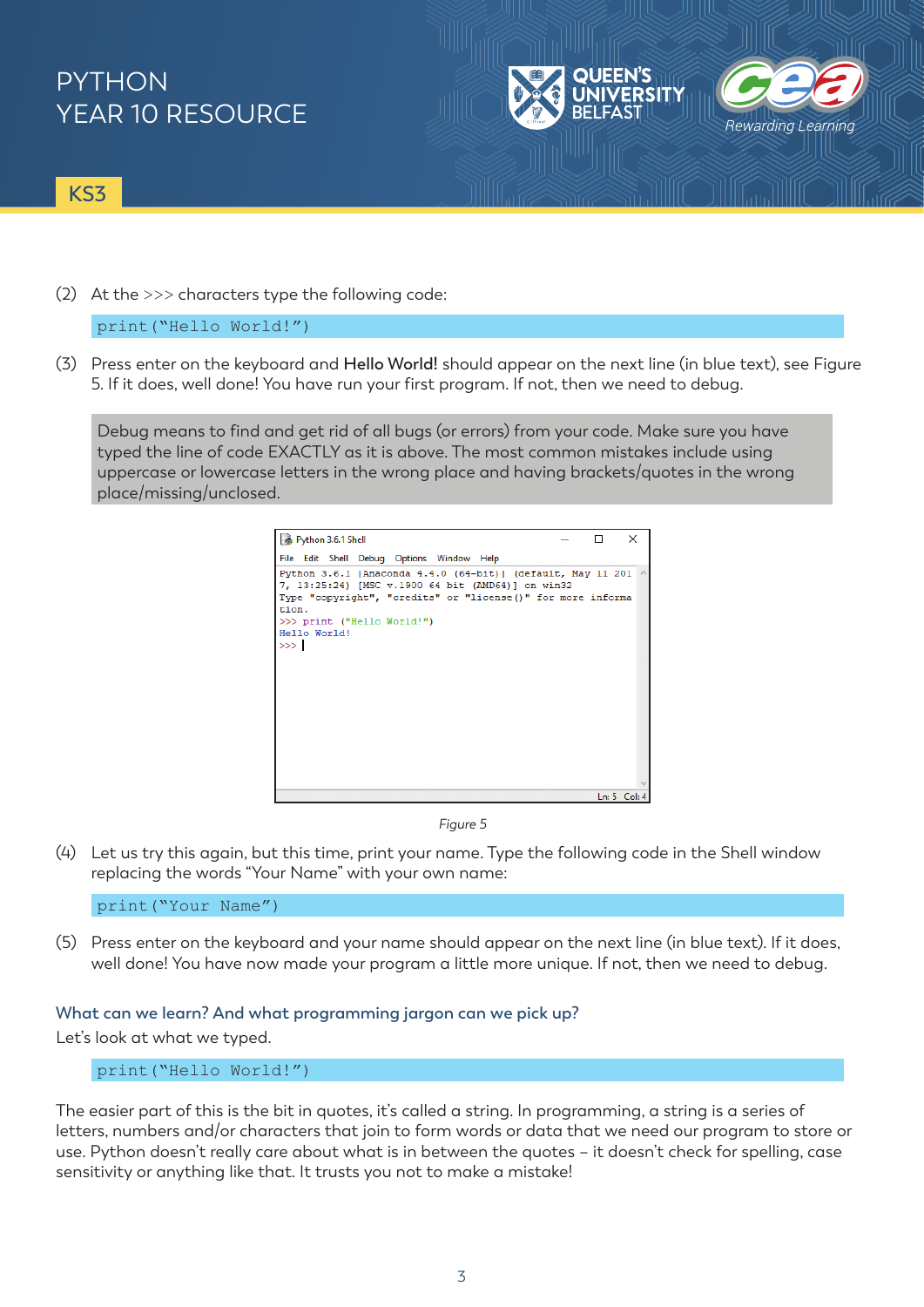(2) At the >>> characters type the following code:

```
print("Hello World!")
```

(3) Press enter on the keyboard and **Hello World!** should appear on the next line (in blue text), see Figure 5. If it does, well done! You have run your first program. If not, then we need to debug.

> Debug means to find and get rid of all bugs (or errors) from your code. Make sure you have typed the line of code EXACTLY as it is above. The most common mistakes include using uppercase or lowercase letters in the wrong place and having brackets/quotes in the wrong place/missing/unclosed.

```
Python 3.6.1 |Anaconda 4.4.0 (64-bit)| (default, May 11 2017, 13:25:24) [MSC v.1900 64 bit (AMD64)] on win32
Type "copyright", "credits" or "license()" for more information.
>>> print ("Hello World!")
Hello World!
>>>
```

*Figure 5*

(4) Let us try this again, but this time, print your name. Type the following code in the Shell window replacing the words "Your Name" with your own name:

```
print("Your Name")
```

(5) Press enter on the keyboard and your name should appear on the next line (in blue text). If it does, well done! You have now made your program a little more unique. If not, then we need to debug.

### What can we learn? And what programming jargon can we pick up?

Let's look at what we typed.

```
print("Hello World!")
```

The easier part of this is the bit in quotes, it's called a string. In programming, a string is a series of letters, numbers and/or characters that join to form words or data that we need our program to store or use. Python doesn't really care about what is in between the quotes – it doesn't check for spelling, case sensitivity or anything like that. It trusts you not to make a mistake!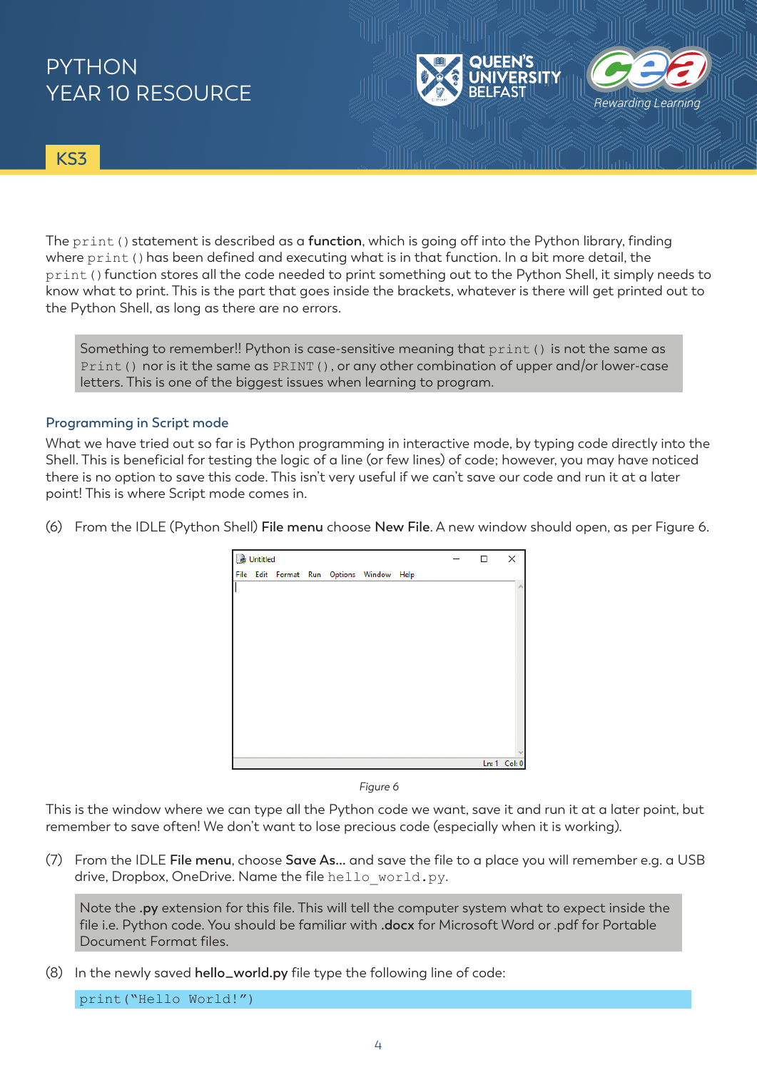The `print()` statement is described as a **function**, which is going off into the Python library, finding where `print()` has been defined and executing what is in that function. In a bit more detail, the `print()` function stores all the code needed to print something out to the Python Shell, it simply needs to know what to print. This is the part that goes inside the brackets, whatever is there will get printed out to the Python Shell, as long as there are no errors.

> Something to remember!! Python is case-sensitive meaning that `print()` is not the same as `Print()` nor is it the same as `PRINT()`, or any other combination of upper and/or lower-case letters. This is one of the biggest issues when learning to program.

### Programming in Script mode

What we have tried out so far is Python programming in interactive mode, by typing code directly into the Shell. This is beneficial for testing the logic of a line (or few lines) of code; however, you may have noticed there is no option to save this code. This isn't very useful if we can't save our code and run it at a later point! This is where Script mode comes in.

(6) From the IDLE (Python Shell) **File menu** choose **New File**. A new window should open, as per Figure 6.

*Figure 6*

This is the window where we can type all the Python code we want, save it and run it at a later point, but remember to save often! We don't want to lose precious code (especially when it is working).

(7) From the IDLE **File menu**, choose **Save As...** and save the file to a place you will remember e.g. a USB drive, Dropbox, OneDrive. Name the file `hello_world.py`.

> Note the **.py** extension for this file. This will tell the computer system what to expect inside the file i.e. Python code. You should be familiar with **.docx** for Microsoft Word or .pdf for Portable Document Format files.

(8) In the newly saved **hello_world.py** file type the following line of code:

```
print("Hello World!")
```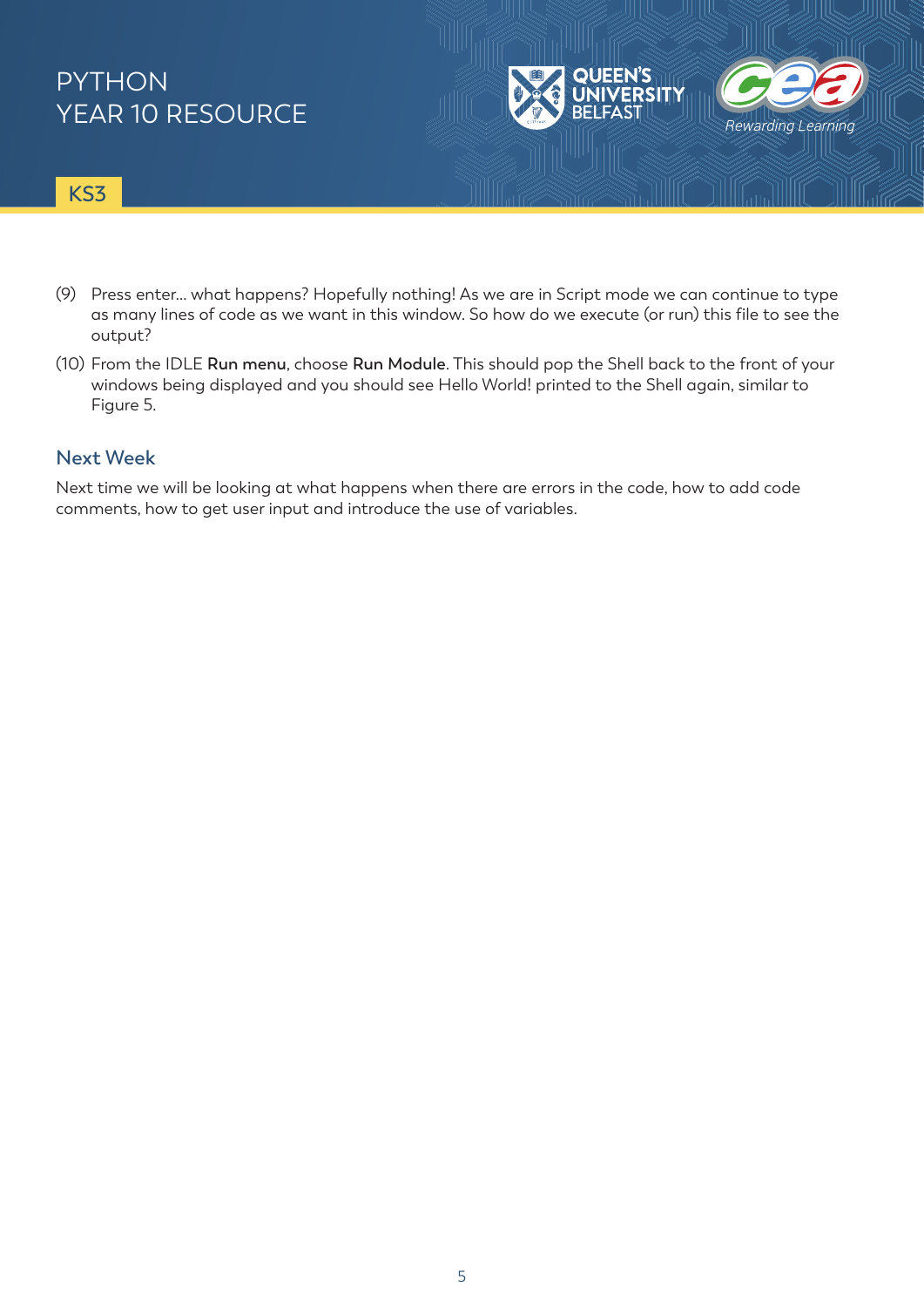(9) Press enter... what happens? Hopefully nothing! As we are in Script mode we can continue to type as many lines of code as we want in this window. So how do we execute (or run) this file to see the output?

(10) From the IDLE **Run menu**, choose **Run Module**. This should pop the Shell back to the front of your windows being displayed and you should see Hello World! printed to the Shell again, similar to Figure 5.

## Next Week

Next time we will be looking at what happens when there are errors in the code, how to add code comments, how to get user input and introduce the use of variables.